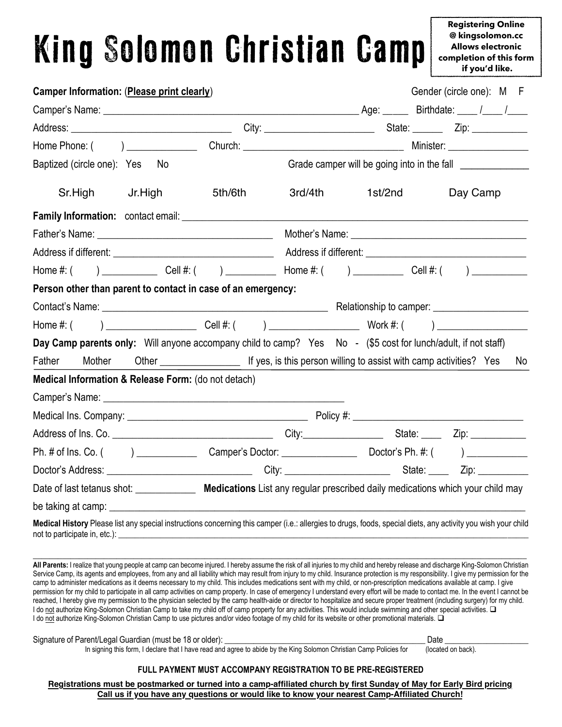# King Solomon Christian Camp

**Registering Online @ kingsolomon.cc Allows electronic completion of this form if you'd like.**

**Camper Information:** (**Please print clearly**) Gender (circle one): M F

Camper's Name: ______________________________ Age: _____ Birthdate: ____ /____ /____

Address: ______________________ City: ________________ State: ______ Zip: __________

Home Phone: ( ) ____________ Church: ______________________ Minister: ______________

Baptized (circle one): Yes No Grade camper will be going into in the fall ____________

Sr.High Jr.High 5th/6th 3rd/4th 1st/2nd Day Camp

**Family Information:** contact email: ________________________________________

Father's Name: ________________________ Mother's Name: ________________________

Address if different: ____________________ Address if different: ____________________

Home #: ( ) __________ Cell #: ( ) __________ Home #: ( ) __________ Cell #: ( ) __________

**Person other than parent to contact in case of an emergency:**

Contact's Name: ______________________________ Relationship to camper: ______________

Home #: ( ) ______________ Cell #: ( ) ______________ Work #: ( ) ______________

**Day Camp parents only:** Will anyone accompany child to camp? Yes No - ($5 cost for lunch/adult, if not staff)

Father Mother Other ______________ If yes, is this person willing to assist with camp activities? Yes No

**Medical Information & Release Form:** (do not detach)

Camper's Name: ________________________________________

Medical Ins. Company: ____________________________ Policy #: ____________________________

Address of Ins. Co. ________________________ City:______________ State: ____ Zip: __________

Ph. # of Ins. Co. ( ) ____________ Camper's Doctor: ______________ Doctor's Ph. #: ( ) ____________

Doctor's Address: ______________________ City: __________________ State: ____ Zip: __________

Date of last tetanus shot: ____________ **Medications** List any regular prescribed daily medications which your child may be taking at camp: ________________________________________

**Medical History** Please list any special instructions concerning this camper (i.e.: allergies to drugs, foods, special diets, any activity you wish your child not to participate in, etc.): ________________________________________

---

**All Parents:** I realize that young people at camp can become injured. I hereby assume the risk of all injuries to my child and hereby release and discharge King-Solomon Christian Service Camp, its agents and employees, from any and all liability which may result from injury to my child. Insurance protection is my responsibility. I give my permission for the camp to administer medications as it deems necessary to my child. This includes medications sent with my child, or non-prescription medications available at camp. I give permission for my child to participate in all camp activities on camp property. In case of emergency I understand every effort will be made to contact me. In the event I cannot be reached, I hereby give my permission to the physician selected by the camp health-aide or director to hospitalize and secure proper treatment (including surgery) for my child.
I do not authorize King-Solomon Christian Camp to take my child off of camp property for any activities. This would include swimming and other special activities. ❑
I do not authorize King-Solomon Christian Camp to use pictures and/or video footage of my child for its website or other promotional materials. ❑

Signature of Parent/Legal Guardian (must be 18 or older): ________________________________ Date ______________
In signing this form, I declare that I have read and agree to abide by the King Solomon Christian Camp Policies for (located on back).

**FULL PAYMENT MUST ACCOMPANY REGISTRATION TO BE PRE-REGISTERED**

**Registrations must be postmarked or turned into a camp-affiliated church by first Sunday of May for Early Bird pricing**
**Call us if you have any questions or would like to know your nearest Camp-Affiliated Church!**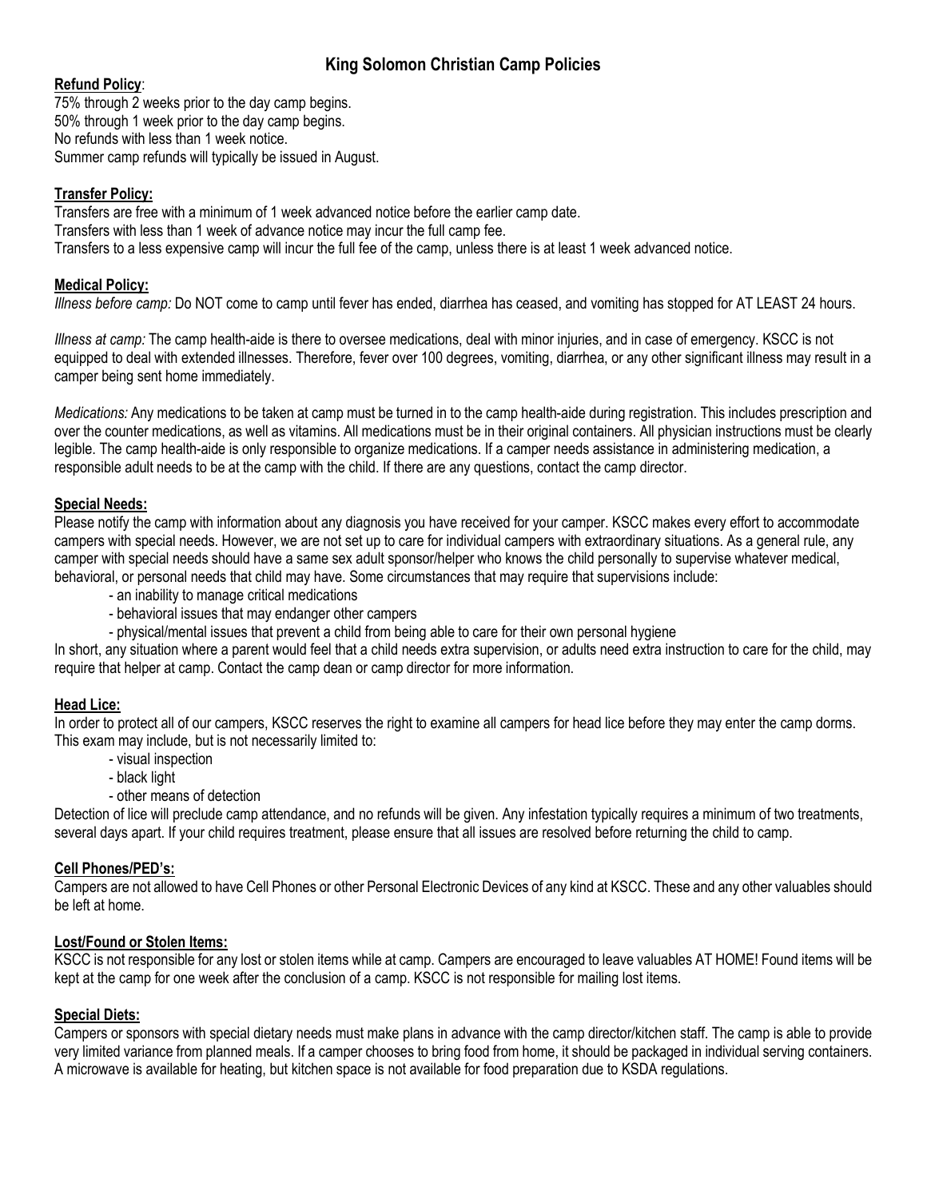# King Solomon Christian Camp Policies

**Refund Policy**:

75% through 2 weeks prior to the day camp begins.
50% through 1 week prior to the day camp begins.
No refunds with less than 1 week notice.
Summer camp refunds will typically be issued in August.

**Transfer Policy:**

Transfers are free with a minimum of 1 week advanced notice before the earlier camp date.
Transfers with less than 1 week of advance notice may incur the full camp fee.
Transfers to a less expensive camp will incur the full fee of the camp, unless there is at least 1 week advanced notice.

**Medical Policy:**

*Illness before camp:* Do NOT come to camp until fever has ended, diarrhea has ceased, and vomiting has stopped for AT LEAST 24 hours.

*Illness at camp:* The camp health-aide is there to oversee medications, deal with minor injuries, and in case of emergency. KSCC is not equipped to deal with extended illnesses. Therefore, fever over 100 degrees, vomiting, diarrhea, or any other significant illness may result in a camper being sent home immediately.

*Medications:* Any medications to be taken at camp must be turned in to the camp health-aide during registration. This includes prescription and over the counter medications, as well as vitamins. All medications must be in their original containers. All physician instructions must be clearly legible. The camp health-aide is only responsible to organize medications. If a camper needs assistance in administering medication, a responsible adult needs to be at the camp with the child. If there are any questions, contact the camp director.

**Special Needs:**

Please notify the camp with information about any diagnosis you have received for your camper. KSCC makes every effort to accommodate campers with special needs. However, we are not set up to care for individual campers with extraordinary situations. As a general rule, any camper with special needs should have a same sex adult sponsor/helper who knows the child personally to supervise whatever medical, behavioral, or personal needs that child may have. Some circumstances that may require that supervisions include:

- an inability to manage critical medications
- behavioral issues that may endanger other campers
- physical/mental issues that prevent a child from being able to care for their own personal hygiene

In short, any situation where a parent would feel that a child needs extra supervision, or adults need extra instruction to care for the child, may require that helper at camp. Contact the camp dean or camp director for more information.

**Head Lice:**

In order to protect all of our campers, KSCC reserves the right to examine all campers for head lice before they may enter the camp dorms. This exam may include, but is not necessarily limited to:

- visual inspection
- black light
- other means of detection

Detection of lice will preclude camp attendance, and no refunds will be given. Any infestation typically requires a minimum of two treatments, several days apart. If your child requires treatment, please ensure that all issues are resolved before returning the child to camp.

**Cell Phones/PED's:**

Campers are not allowed to have Cell Phones or other Personal Electronic Devices of any kind at KSCC. These and any other valuables should be left at home.

**Lost/Found or Stolen Items:**

KSCC is not responsible for any lost or stolen items while at camp. Campers are encouraged to leave valuables AT HOME! Found items will be kept at the camp for one week after the conclusion of a camp. KSCC is not responsible for mailing lost items.

**Special Diets:**

Campers or sponsors with special dietary needs must make plans in advance with the camp director/kitchen staff. The camp is able to provide very limited variance from planned meals. If a camper chooses to bring food from home, it should be packaged in individual serving containers. A microwave is available for heating, but kitchen space is not available for food preparation due to KSDA regulations.